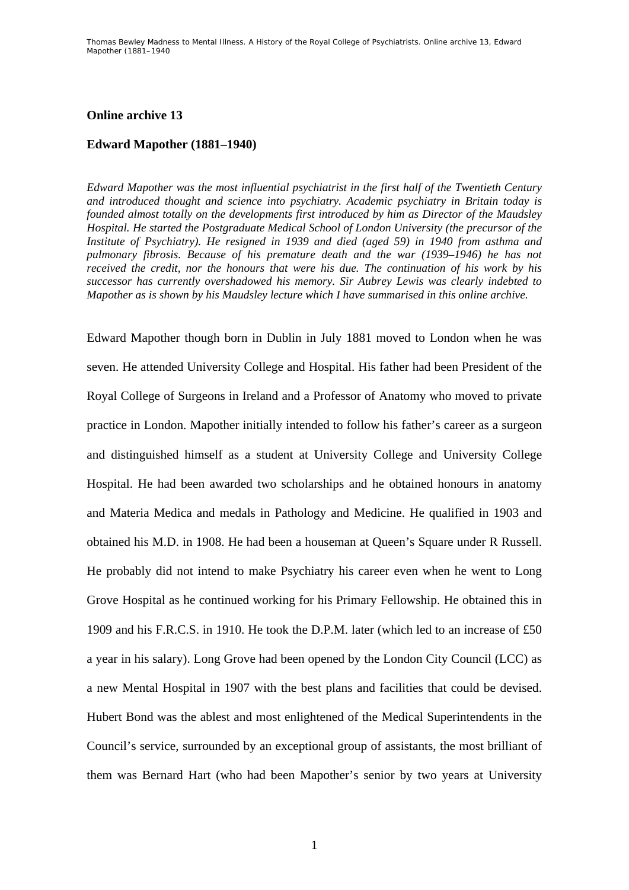## Online archive 13

## Edward Mapother (1881–1940)

*Edward Mapother was the most influential psychiatrist in the first half of the Twentieth Century and introduced thought and science into psychiatry. Academic psychiatry in Britain today is founded almost totally on the developments first introduced by him as Director of the Maudsley Hospital. He started the Postgraduate Medical School of London University (the precursor of the Institute of Psychiatry). He resigned in 1939 and died (aged 59) in 1940 from asthma and pulmonary fibrosis. Because of his premature death and the war (1939–1946) he has not received the credit, nor the honours that were his due. The continuation of his work by his successor has currently overshadowed his memory. Sir Aubrey Lewis was clearly indebted to Mapother as is shown by his Maudsley lecture which I have summarised in this online archive.*

Edward Mapother though born in Dublin in July 1881 moved to London when he was seven. He attended University College and Hospital. His father had been President of the Royal College of Surgeons in Ireland and a Professor of Anatomy who moved to private practice in London. Mapother initially intended to follow his father's career as a surgeon and distinguished himself as a student at University College and University College Hospital. He had been awarded two scholarships and he obtained honours in anatomy and Materia Medica and medals in Pathology and Medicine. He qualified in 1903 and obtained his M.D. in 1908. He had been a houseman at Queen's Square under R Russell. He probably did not intend to make Psychiatry his career even when he went to Long Grove Hospital as he continued working for his Primary Fellowship. He obtained this in 1909 and his F.R.C.S. in 1910. He took the D.P.M. later (which led to an increase of £50 a year in his salary). Long Grove had been opened by the London City Council (LCC) as a new Mental Hospital in 1907 with the best plans and facilities that could be devised. Hubert Bond was the ablest and most enlightened of the Medical Superintendents in the Council's service, surrounded by an exceptional group of assistants, the most brilliant of them was Bernard Hart (who had been Mapother's senior by two years at University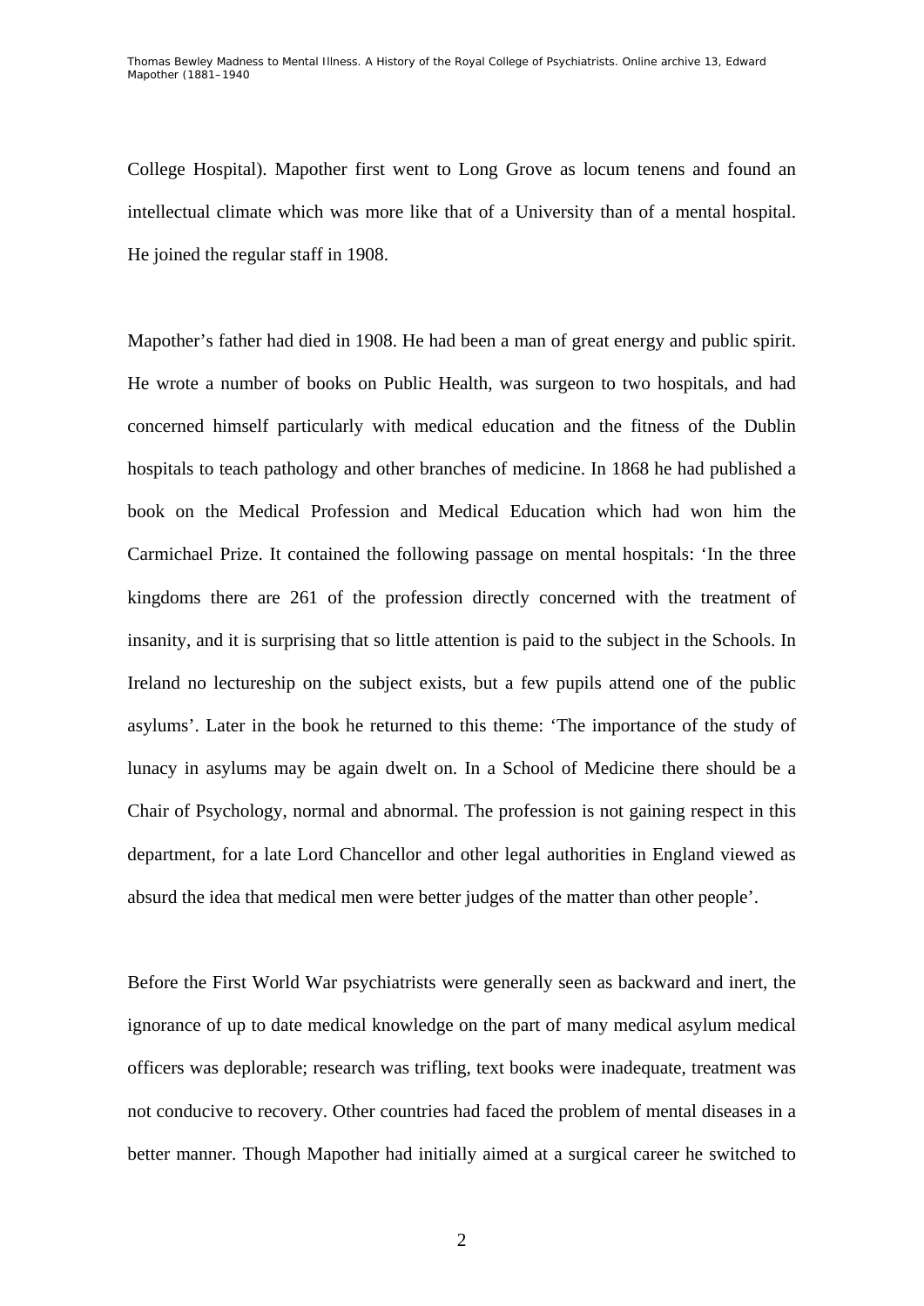College Hospital). Mapother first went to Long Grove as locum tenens and found an intellectual climate which was more like that of a University than of a mental hospital. He joined the regular staff in 1908.

Mapother's father had died in 1908. He had been a man of great energy and public spirit. He wrote a number of books on Public Health, was surgeon to two hospitals, and had concerned himself particularly with medical education and the fitness of the Dublin hospitals to teach pathology and other branches of medicine. In 1868 he had published a book on the Medical Profession and Medical Education which had won him the Carmichael Prize. It contained the following passage on mental hospitals: 'In the three kingdoms there are 261 of the profession directly concerned with the treatment of insanity, and it is surprising that so little attention is paid to the subject in the Schools. In Ireland no lectureship on the subject exists, but a few pupils attend one of the public asylums'. Later in the book he returned to this theme: 'The importance of the study of lunacy in asylums may be again dwelt on. In a School of Medicine there should be a Chair of Psychology, normal and abnormal. The profession is not gaining respect in this department, for a late Lord Chancellor and other legal authorities in England viewed as absurd the idea that medical men were better judges of the matter than other people'.

Before the First World War psychiatrists were generally seen as backward and inert, the ignorance of up to date medical knowledge on the part of many medical asylum medical officers was deplorable; research was trifling, text books were inadequate, treatment was not conducive to recovery. Other countries had faced the problem of mental diseases in a better manner. Though Mapother had initially aimed at a surgical career he switched to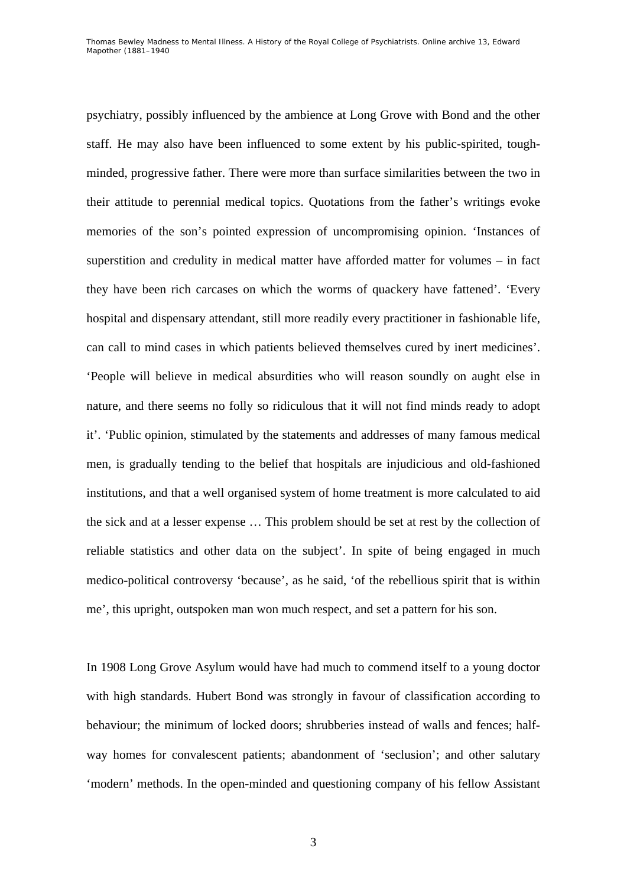psychiatry, possibly influenced by the ambience at Long Grove with Bond and the other staff. He may also have been influenced to some extent by his public-spirited, tough-minded, progressive father. There were more than surface similarities between the two in their attitude to perennial medical topics. Quotations from the father's writings evoke memories of the son's pointed expression of uncompromising opinion. 'Instances of superstition and credulity in medical matter have afforded matter for volumes – in fact they have been rich carcases on which the worms of quackery have fattened'. 'Every hospital and dispensary attendant, still more readily every practitioner in fashionable life, can call to mind cases in which patients believed themselves cured by inert medicines'. 'People will believe in medical absurdities who will reason soundly on aught else in nature, and there seems no folly so ridiculous that it will not find minds ready to adopt it'. 'Public opinion, stimulated by the statements and addresses of many famous medical men, is gradually tending to the belief that hospitals are injudicious and old-fashioned institutions, and that a well organised system of home treatment is more calculated to aid the sick and at a lesser expense … This problem should be set at rest by the collection of reliable statistics and other data on the subject'. In spite of being engaged in much medico-political controversy 'because', as he said, 'of the rebellious spirit that is within me', this upright, outspoken man won much respect, and set a pattern for his son.

In 1908 Long Grove Asylum would have had much to commend itself to a young doctor with high standards. Hubert Bond was strongly in favour of classification according to behaviour; the minimum of locked doors; shrubberies instead of walls and fences; half-way homes for convalescent patients; abandonment of 'seclusion'; and other salutary 'modern' methods. In the open-minded and questioning company of his fellow Assistant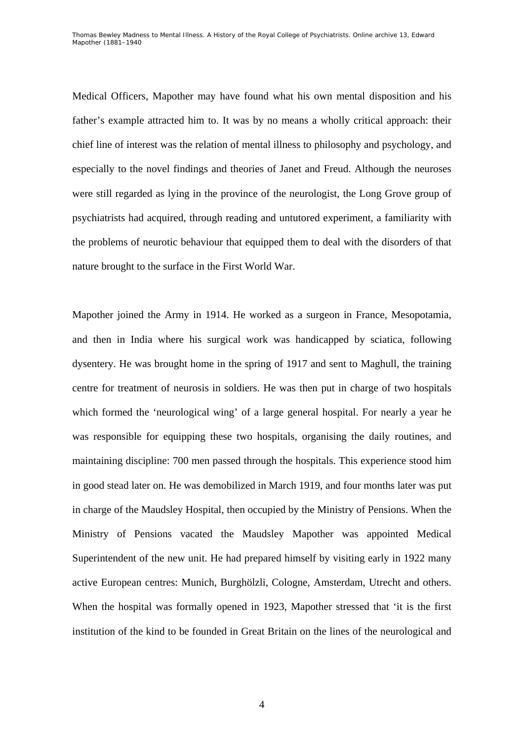Medical Officers, Mapother may have found what his own mental disposition and his father's example attracted him to. It was by no means a wholly critical approach: their chief line of interest was the relation of mental illness to philosophy and psychology, and especially to the novel findings and theories of Janet and Freud. Although the neuroses were still regarded as lying in the province of the neurologist, the Long Grove group of psychiatrists had acquired, through reading and untutored experiment, a familiarity with the problems of neurotic behaviour that equipped them to deal with the disorders of that nature brought to the surface in the First World War.

Mapother joined the Army in 1914. He worked as a surgeon in France, Mesopotamia, and then in India where his surgical work was handicapped by sciatica, following dysentery. He was brought home in the spring of 1917 and sent to Maghull, the training centre for treatment of neurosis in soldiers. He was then put in charge of two hospitals which formed the 'neurological wing' of a large general hospital. For nearly a year he was responsible for equipping these two hospitals, organising the daily routines, and maintaining discipline: 700 men passed through the hospitals. This experience stood him in good stead later on. He was demobilized in March 1919, and four months later was put in charge of the Maudsley Hospital, then occupied by the Ministry of Pensions. When the Ministry of Pensions vacated the Maudsley Mapother was appointed Medical Superintendent of the new unit. He had prepared himself by visiting early in 1922 many active European centres: Munich, Burghölzli, Cologne, Amsterdam, Utrecht and others. When the hospital was formally opened in 1923, Mapother stressed that 'it is the first institution of the kind to be founded in Great Britain on the lines of the neurological and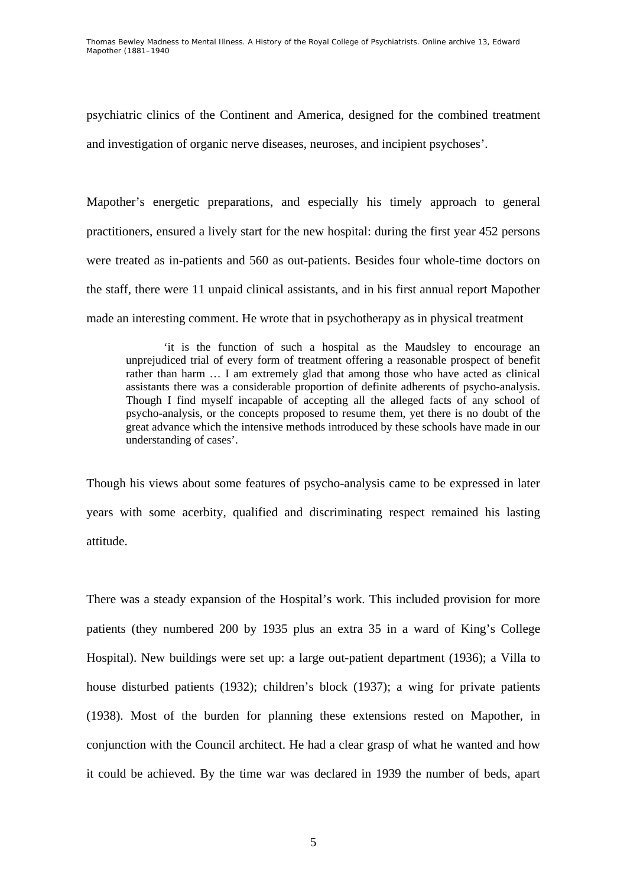psychiatric clinics of the Continent and America, designed for the combined treatment and investigation of organic nerve diseases, neuroses, and incipient psychoses'.

Mapother's energetic preparations, and especially his timely approach to general practitioners, ensured a lively start for the new hospital: during the first year 452 persons were treated as in-patients and 560 as out-patients. Besides four whole-time doctors on the staff, there were 11 unpaid clinical assistants, and in his first annual report Mapother made an interesting comment. He wrote that in psychotherapy as in physical treatment

> 'it is the function of such a hospital as the Maudsley to encourage an unprejudiced trial of every form of treatment offering a reasonable prospect of benefit rather than harm … I am extremely glad that among those who have acted as clinical assistants there was a considerable proportion of definite adherents of psycho-analysis. Though I find myself incapable of accepting all the alleged facts of any school of psycho-analysis, or the concepts proposed to resume them, yet there is no doubt of the great advance which the intensive methods introduced by these schools have made in our understanding of cases'.

Though his views about some features of psycho-analysis came to be expressed in later years with some acerbity, qualified and discriminating respect remained his lasting attitude.

There was a steady expansion of the Hospital's work. This included provision for more patients (they numbered 200 by 1935 plus an extra 35 in a ward of King's College Hospital). New buildings were set up: a large out-patient department (1936); a Villa to house disturbed patients (1932); children's block (1937); a wing for private patients (1938). Most of the burden for planning these extensions rested on Mapother, in conjunction with the Council architect. He had a clear grasp of what he wanted and how it could be achieved. By the time war was declared in 1939 the number of beds, apart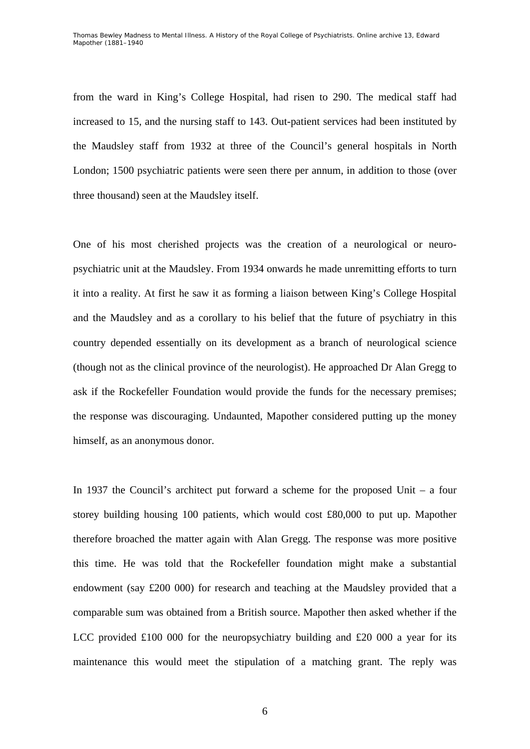from the ward in King's College Hospital, had risen to 290. The medical staff had increased to 15, and the nursing staff to 143. Out-patient services had been instituted by the Maudsley staff from 1932 at three of the Council's general hospitals in North London; 1500 psychiatric patients were seen there per annum, in addition to those (over three thousand) seen at the Maudsley itself.

One of his most cherished projects was the creation of a neurological or neuro-psychiatric unit at the Maudsley. From 1934 onwards he made unremitting efforts to turn it into a reality. At first he saw it as forming a liaison between King's College Hospital and the Maudsley and as a corollary to his belief that the future of psychiatry in this country depended essentially on its development as a branch of neurological science (though not as the clinical province of the neurologist). He approached Dr Alan Gregg to ask if the Rockefeller Foundation would provide the funds for the necessary premises; the response was discouraging. Undaunted, Mapother considered putting up the money himself, as an anonymous donor.

In 1937 the Council's architect put forward a scheme for the proposed Unit – a four storey building housing 100 patients, which would cost £80,000 to put up. Mapother therefore broached the matter again with Alan Gregg. The response was more positive this time. He was told that the Rockefeller foundation might make a substantial endowment (say £200 000) for research and teaching at the Maudsley provided that a comparable sum was obtained from a British source. Mapother then asked whether if the LCC provided £100 000 for the neuropsychiatry building and £20 000 a year for its maintenance this would meet the stipulation of a matching grant. The reply was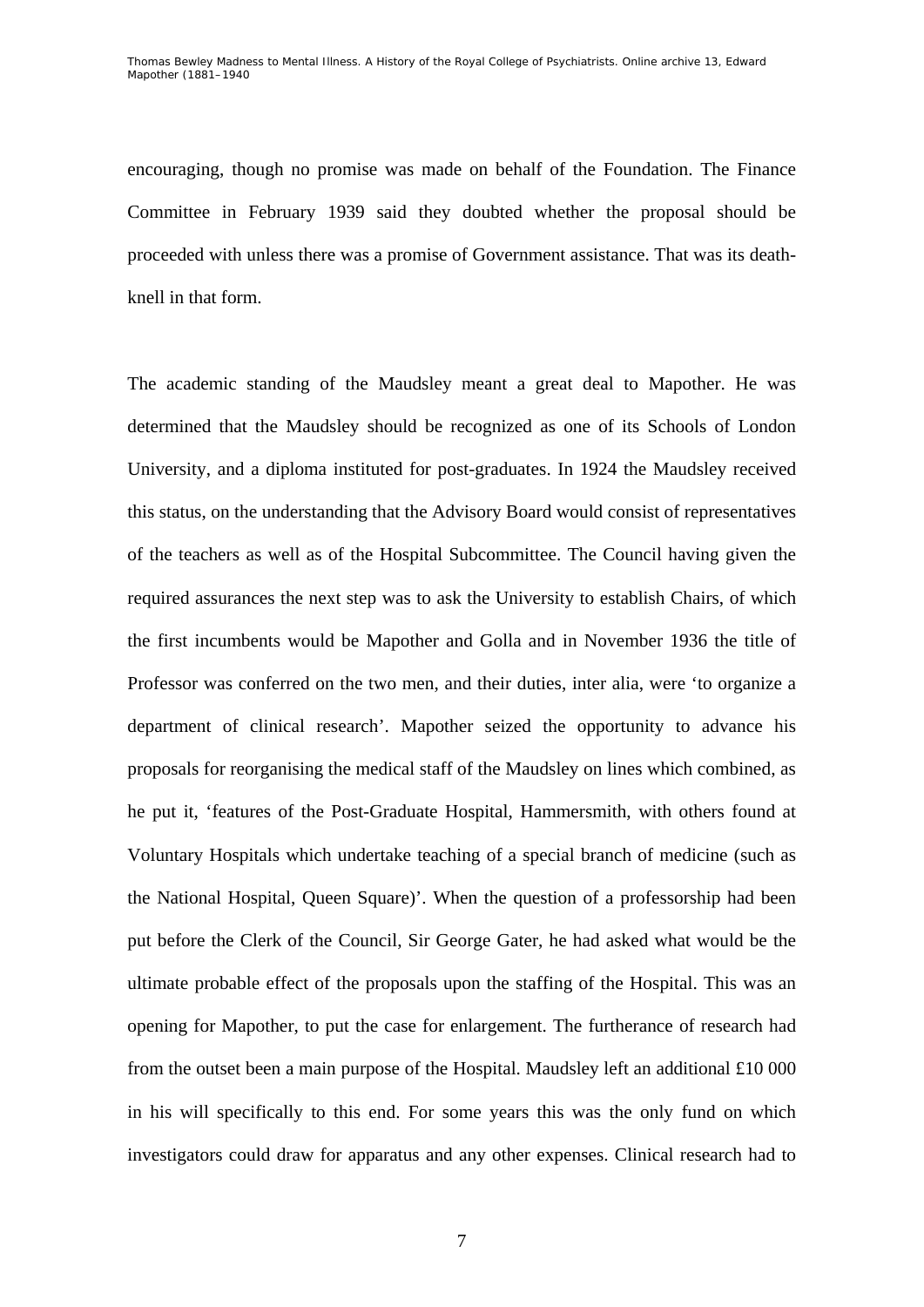encouraging, though no promise was made on behalf of the Foundation. The Finance Committee in February 1939 said they doubted whether the proposal should be proceeded with unless there was a promise of Government assistance. That was its death-knell in that form.

The academic standing of the Maudsley meant a great deal to Mapother. He was determined that the Maudsley should be recognized as one of its Schools of London University, and a diploma instituted for post-graduates. In 1924 the Maudsley received this status, on the understanding that the Advisory Board would consist of representatives of the teachers as well as of the Hospital Subcommittee. The Council having given the required assurances the next step was to ask the University to establish Chairs, of which the first incumbents would be Mapother and Golla and in November 1936 the title of Professor was conferred on the two men, and their duties, inter alia, were 'to organize a department of clinical research'. Mapother seized the opportunity to advance his proposals for reorganising the medical staff of the Maudsley on lines which combined, as he put it, 'features of the Post-Graduate Hospital, Hammersmith, with others found at Voluntary Hospitals which undertake teaching of a special branch of medicine (such as the National Hospital, Queen Square)'. When the question of a professorship had been put before the Clerk of the Council, Sir George Gater, he had asked what would be the ultimate probable effect of the proposals upon the staffing of the Hospital. This was an opening for Mapother, to put the case for enlargement. The furtherance of research had from the outset been a main purpose of the Hospital. Maudsley left an additional £10 000 in his will specifically to this end. For some years this was the only fund on which investigators could draw for apparatus and any other expenses. Clinical research had to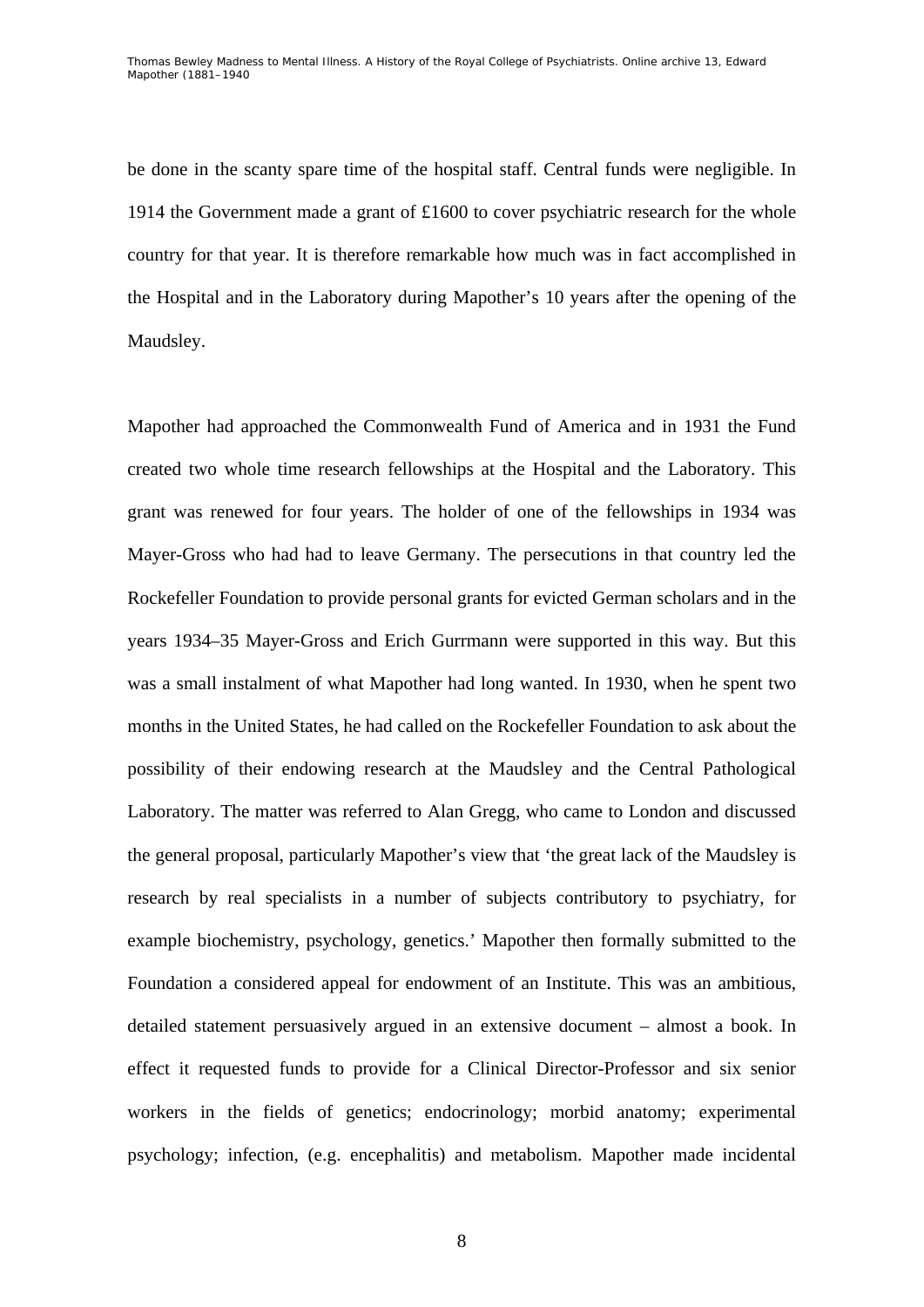be done in the scanty spare time of the hospital staff. Central funds were negligible. In 1914 the Government made a grant of £1600 to cover psychiatric research for the whole country for that year. It is therefore remarkable how much was in fact accomplished in the Hospital and in the Laboratory during Mapother's 10 years after the opening of the Maudsley.

Mapother had approached the Commonwealth Fund of America and in 1931 the Fund created two whole time research fellowships at the Hospital and the Laboratory. This grant was renewed for four years. The holder of one of the fellowships in 1934 was Mayer-Gross who had had to leave Germany. The persecutions in that country led the Rockefeller Foundation to provide personal grants for evicted German scholars and in the years 1934–35 Mayer-Gross and Erich Gurrmann were supported in this way. But this was a small instalment of what Mapother had long wanted. In 1930, when he spent two months in the United States, he had called on the Rockefeller Foundation to ask about the possibility of their endowing research at the Maudsley and the Central Pathological Laboratory. The matter was referred to Alan Gregg, who came to London and discussed the general proposal, particularly Mapother's view that 'the great lack of the Maudsley is research by real specialists in a number of subjects contributory to psychiatry, for example biochemistry, psychology, genetics.' Mapother then formally submitted to the Foundation a considered appeal for endowment of an Institute. This was an ambitious, detailed statement persuasively argued in an extensive document – almost a book. In effect it requested funds to provide for a Clinical Director-Professor and six senior workers in the fields of genetics; endocrinology; morbid anatomy; experimental psychology; infection, (e.g. encephalitis) and metabolism. Mapother made incidental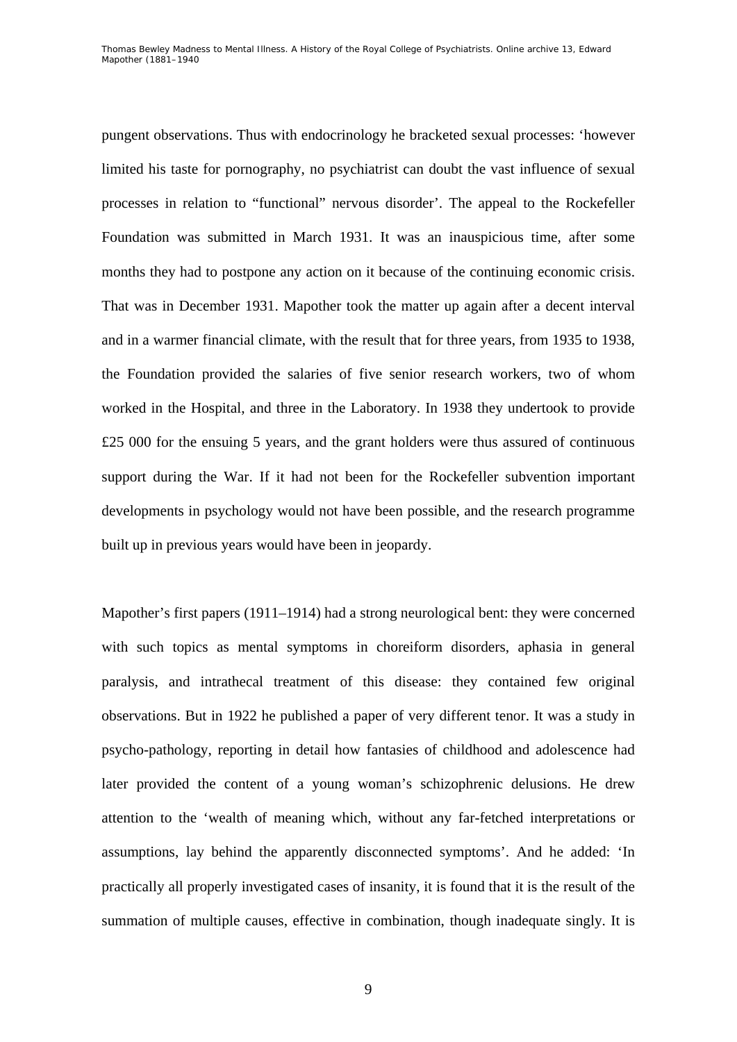pungent observations. Thus with endocrinology he bracketed sexual processes: 'however limited his taste for pornography, no psychiatrist can doubt the vast influence of sexual processes in relation to "functional" nervous disorder'. The appeal to the Rockefeller Foundation was submitted in March 1931. It was an inauspicious time, after some months they had to postpone any action on it because of the continuing economic crisis. That was in December 1931. Mapother took the matter up again after a decent interval and in a warmer financial climate, with the result that for three years, from 1935 to 1938, the Foundation provided the salaries of five senior research workers, two of whom worked in the Hospital, and three in the Laboratory. In 1938 they undertook to provide £25 000 for the ensuing 5 years, and the grant holders were thus assured of continuous support during the War. If it had not been for the Rockefeller subvention important developments in psychology would not have been possible, and the research programme built up in previous years would have been in jeopardy.

Mapother's first papers (1911–1914) had a strong neurological bent: they were concerned with such topics as mental symptoms in choreiform disorders, aphasia in general paralysis, and intrathecal treatment of this disease: they contained few original observations. But in 1922 he published a paper of very different tenor. It was a study in psycho-pathology, reporting in detail how fantasies of childhood and adolescence had later provided the content of a young woman's schizophrenic delusions. He drew attention to the 'wealth of meaning which, without any far-fetched interpretations or assumptions, lay behind the apparently disconnected symptoms'. And he added: 'In practically all properly investigated cases of insanity, it is found that it is the result of the summation of multiple causes, effective in combination, though inadequate singly. It is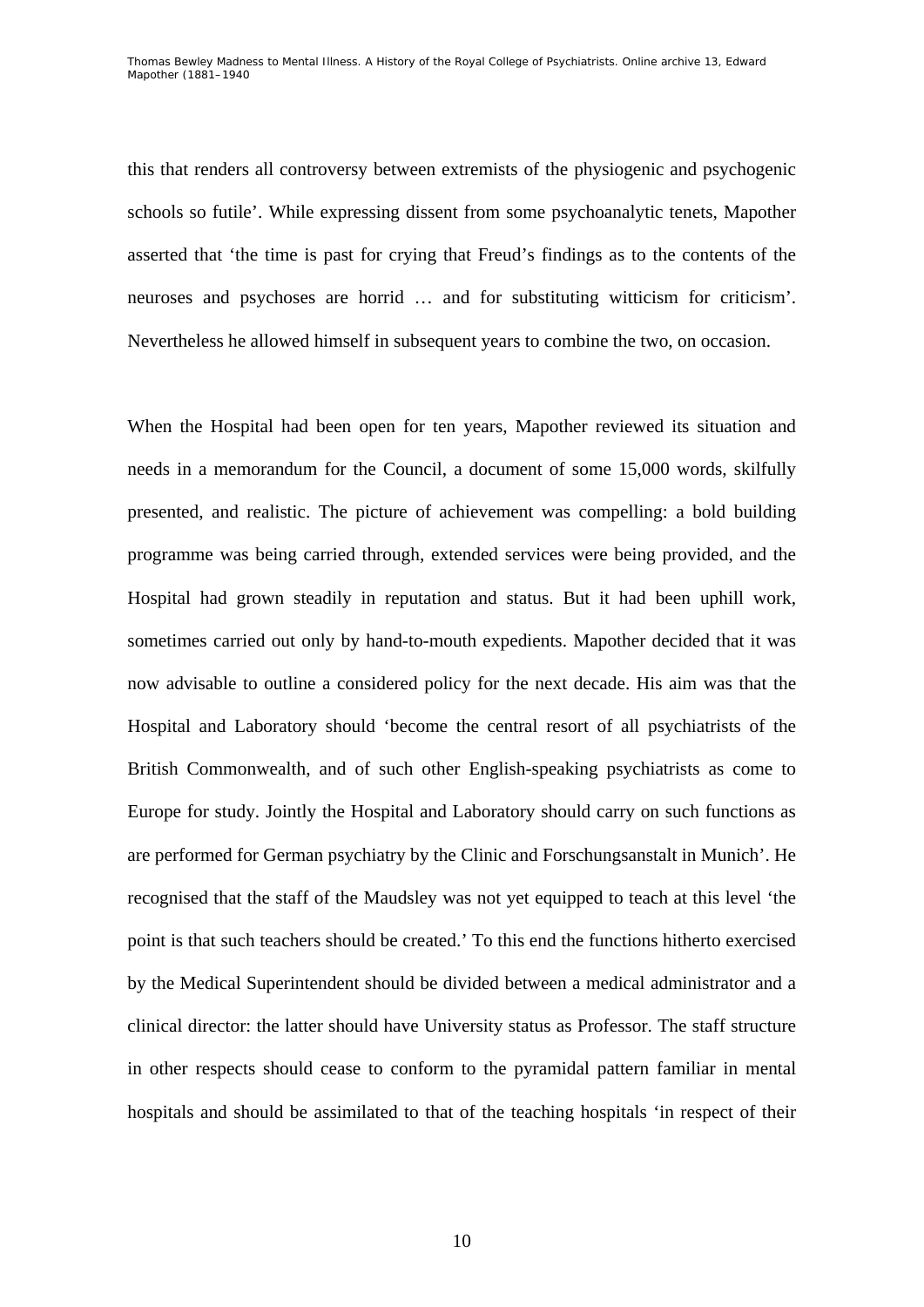this that renders all controversy between extremists of the physiogenic and psychogenic schools so futile'. While expressing dissent from some psychoanalytic tenets, Mapother asserted that 'the time is past for crying that Freud's findings as to the contents of the neuroses and psychoses are horrid … and for substituting witticism for criticism'. Nevertheless he allowed himself in subsequent years to combine the two, on occasion.

When the Hospital had been open for ten years, Mapother reviewed its situation and needs in a memorandum for the Council, a document of some 15,000 words, skilfully presented, and realistic. The picture of achievement was compelling: a bold building programme was being carried through, extended services were being provided, and the Hospital had grown steadily in reputation and status. But it had been uphill work, sometimes carried out only by hand-to-mouth expedients. Mapother decided that it was now advisable to outline a considered policy for the next decade. His aim was that the Hospital and Laboratory should 'become the central resort of all psychiatrists of the British Commonwealth, and of such other English-speaking psychiatrists as come to Europe for study. Jointly the Hospital and Laboratory should carry on such functions as are performed for German psychiatry by the Clinic and Forschungsanstalt in Munich'. He recognised that the staff of the Maudsley was not yet equipped to teach at this level 'the point is that such teachers should be created.' To this end the functions hitherto exercised by the Medical Superintendent should be divided between a medical administrator and a clinical director: the latter should have University status as Professor. The staff structure in other respects should cease to conform to the pyramidal pattern familiar in mental hospitals and should be assimilated to that of the teaching hospitals 'in respect of their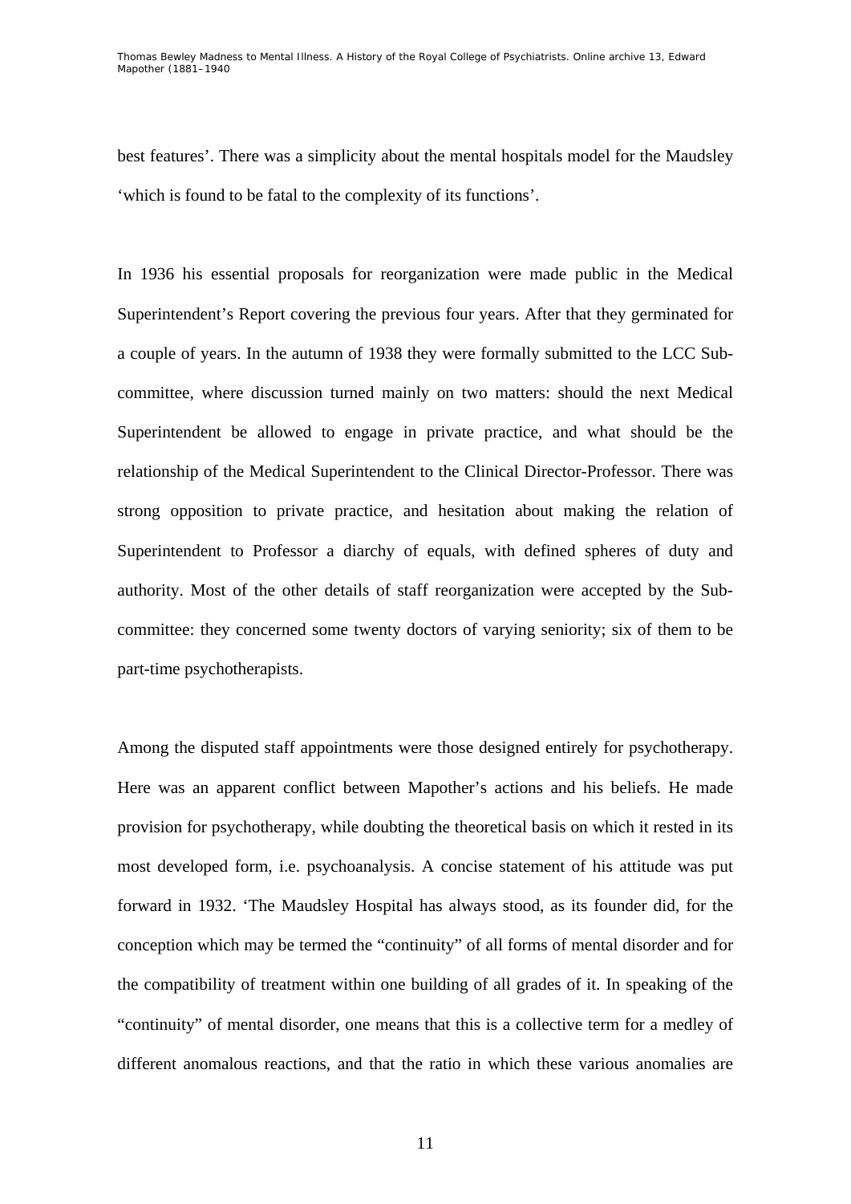best features'. There was a simplicity about the mental hospitals model for the Maudsley 'which is found to be fatal to the complexity of its functions'.

In 1936 his essential proposals for reorganization were made public in the Medical Superintendent's Report covering the previous four years. After that they germinated for a couple of years. In the autumn of 1938 they were formally submitted to the LCC Sub-committee, where discussion turned mainly on two matters: should the next Medical Superintendent be allowed to engage in private practice, and what should be the relationship of the Medical Superintendent to the Clinical Director-Professor. There was strong opposition to private practice, and hesitation about making the relation of Superintendent to Professor a diarchy of equals, with defined spheres of duty and authority. Most of the other details of staff reorganization were accepted by the Sub-committee: they concerned some twenty doctors of varying seniority; six of them to be part-time psychotherapists.

Among the disputed staff appointments were those designed entirely for psychotherapy. Here was an apparent conflict between Mapother's actions and his beliefs. He made provision for psychotherapy, while doubting the theoretical basis on which it rested in its most developed form, i.e. psychoanalysis. A concise statement of his attitude was put forward in 1932. 'The Maudsley Hospital has always stood, as its founder did, for the conception which may be termed the "continuity" of all forms of mental disorder and for the compatibility of treatment within one building of all grades of it. In speaking of the "continuity" of mental disorder, one means that this is a collective term for a medley of different anomalous reactions, and that the ratio in which these various anomalies are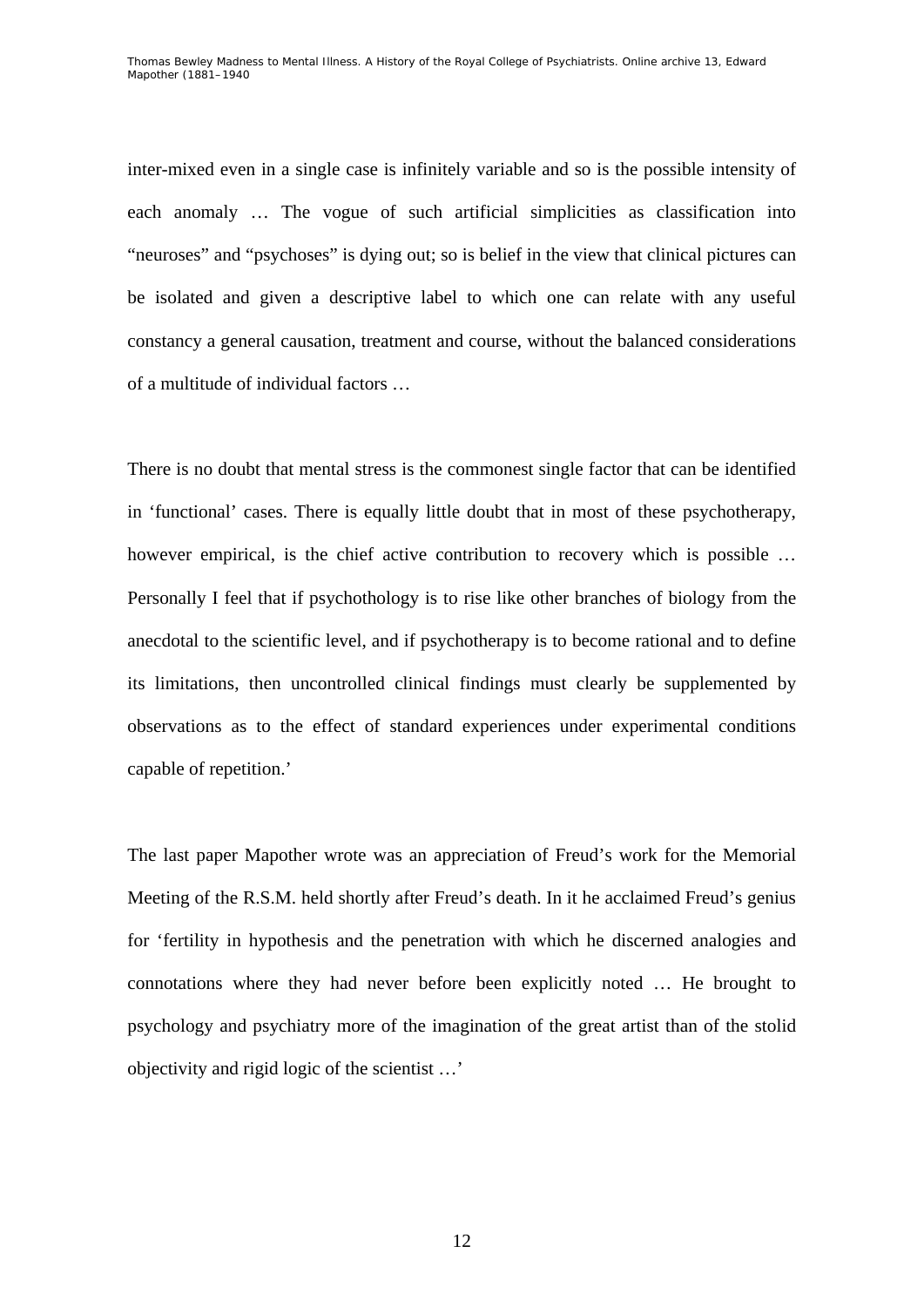inter-mixed even in a single case is infinitely variable and so is the possible intensity of each anomaly … The vogue of such artificial simplicities as classification into "neuroses" and "psychoses" is dying out; so is belief in the view that clinical pictures can be isolated and given a descriptive label to which one can relate with any useful constancy a general causation, treatment and course, without the balanced considerations of a multitude of individual factors …

There is no doubt that mental stress is the commonest single factor that can be identified in 'functional' cases. There is equally little doubt that in most of these psychotherapy, however empirical, is the chief active contribution to recovery which is possible … Personally I feel that if psychothology is to rise like other branches of biology from the anecdotal to the scientific level, and if psychotherapy is to become rational and to define its limitations, then uncontrolled clinical findings must clearly be supplemented by observations as to the effect of standard experiences under experimental conditions capable of repetition.'

The last paper Mapother wrote was an appreciation of Freud's work for the Memorial Meeting of the R.S.M. held shortly after Freud's death. In it he acclaimed Freud's genius for 'fertility in hypothesis and the penetration with which he discerned analogies and connotations where they had never before been explicitly noted … He brought to psychology and psychiatry more of the imagination of the great artist than of the stolid objectivity and rigid logic of the scientist …'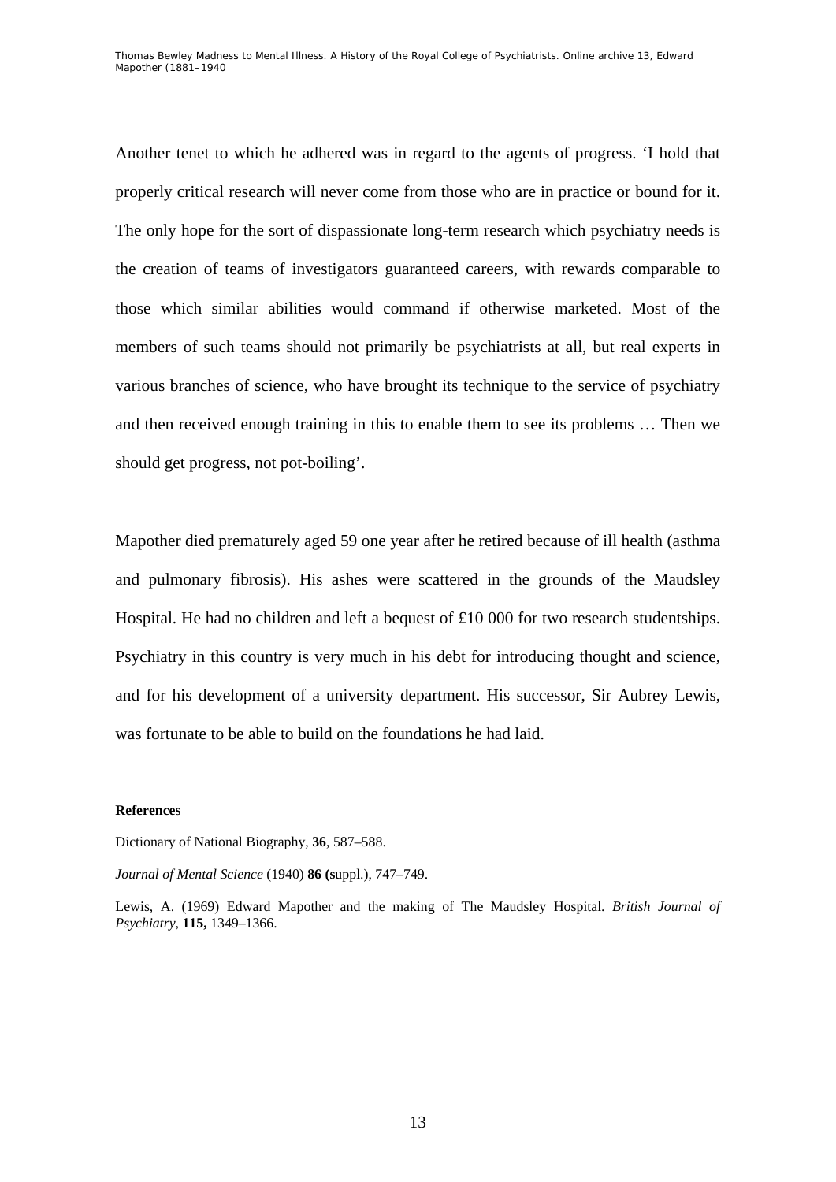Another tenet to which he adhered was in regard to the agents of progress. 'I hold that properly critical research will never come from those who are in practice or bound for it. The only hope for the sort of dispassionate long-term research which psychiatry needs is the creation of teams of investigators guaranteed careers, with rewards comparable to those which similar abilities would command if otherwise marketed. Most of the members of such teams should not primarily be psychiatrists at all, but real experts in various branches of science, who have brought its technique to the service of psychiatry and then received enough training in this to enable them to see its problems … Then we should get progress, not pot-boiling'.

Mapother died prematurely aged 59 one year after he retired because of ill health (asthma and pulmonary fibrosis). His ashes were scattered in the grounds of the Maudsley Hospital. He had no children and left a bequest of £10 000 for two research studentships. Psychiatry in this country is very much in his debt for introducing thought and science, and for his development of a university department. His successor, Sir Aubrey Lewis, was fortunate to be able to build on the foundations he had laid.

**References**

Dictionary of National Biography, **36**, 587–588.

*Journal of Mental Science* (1940) **86 (s**uppl.), 747–749.

Lewis, A. (1969) Edward Mapother and the making of The Maudsley Hospital. *British Journal of Psychiatry*, **115,** 1349–1366.